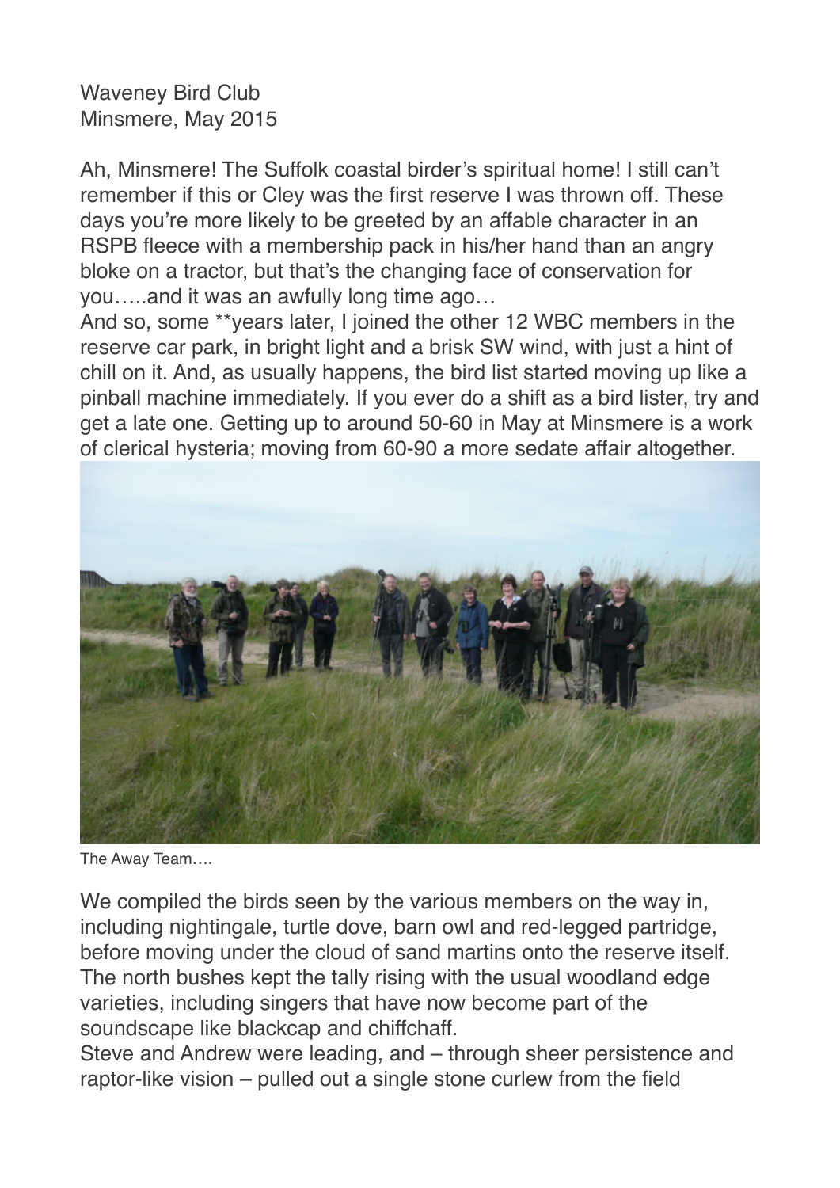Waveney Bird Club
Minsmere, May 2015

Ah, Minsmere! The Suffolk coastal birder's spiritual home! I still can't remember if this or Cley was the first reserve I was thrown off. These days you're more likely to be greeted by an affable character in an RSPB fleece with a membership pack in his/her hand than an angry bloke on a tractor, but that's the changing face of conservation for you…..and it was an awfully long time ago…

And so, some **years later, I joined the other 12 WBC members in the reserve car park, in bright light and a brisk SW wind, with just a hint of chill on it. And, as usually happens, the bird list started moving up like a pinball machine immediately. If you ever do a shift as a bird lister, try and get a late one. Getting up to around 50-60 in May at Minsmere is a work of clerical hysteria; moving from 60-90 a more sedate affair altogether.

The Away Team….

We compiled the birds seen by the various members on the way in, including nightingale, turtle dove, barn owl and red-legged partridge, before moving under the cloud of sand martins onto the reserve itself. The north bushes kept the tally rising with the usual woodland edge varieties, including singers that have now become part of the soundscape like blackcap and chiffchaff.

Steve and Andrew were leading, and – through sheer persistence and raptor-like vision – pulled out a single stone curlew from the field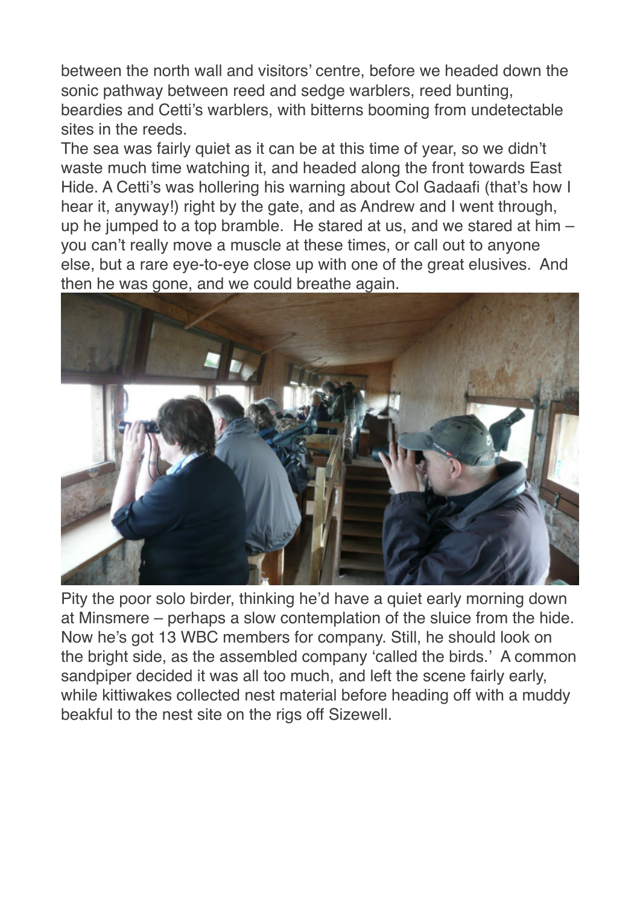between the north wall and visitors' centre, before we headed down the sonic pathway between reed and sedge warblers, reed bunting, beardies and Cetti's warblers, with bitterns booming from undetectable sites in the reeds.

The sea was fairly quiet as it can be at this time of year, so we didn't waste much time watching it, and headed along the front towards East Hide. A Cetti's was hollering his warning about Col Gadaafi (that's how I hear it, anyway!) right by the gate, and as Andrew and I went through, up he jumped to a top bramble. He stared at us, and we stared at him – you can't really move a muscle at these times, or call out to anyone else, but a rare eye-to-eye close up with one of the great elusives. And then he was gone, and we could breathe again.

Pity the poor solo birder, thinking he'd have a quiet early morning down at Minsmere – perhaps a slow contemplation of the sluice from the hide. Now he's got 13 WBC members for company. Still, he should look on the bright side, as the assembled company 'called the birds.' A common sandpiper decided it was all too much, and left the scene fairly early, while kittiwakes collected nest material before heading off with a muddy beakful to the nest site on the rigs off Sizewell.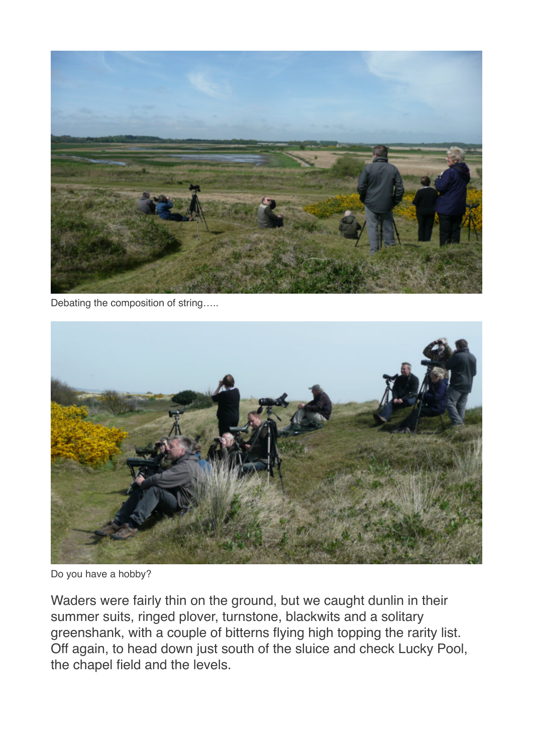Debating the composition of string…..

Do you have a hobby?

Waders were fairly thin on the ground, but we caught dunlin in their summer suits, ringed plover, turnstone, blackwits and a solitary greenshank, with a couple of bitterns flying high topping the rarity list. Off again, to head down just south of the sluice and check Lucky Pool, the chapel field and the levels.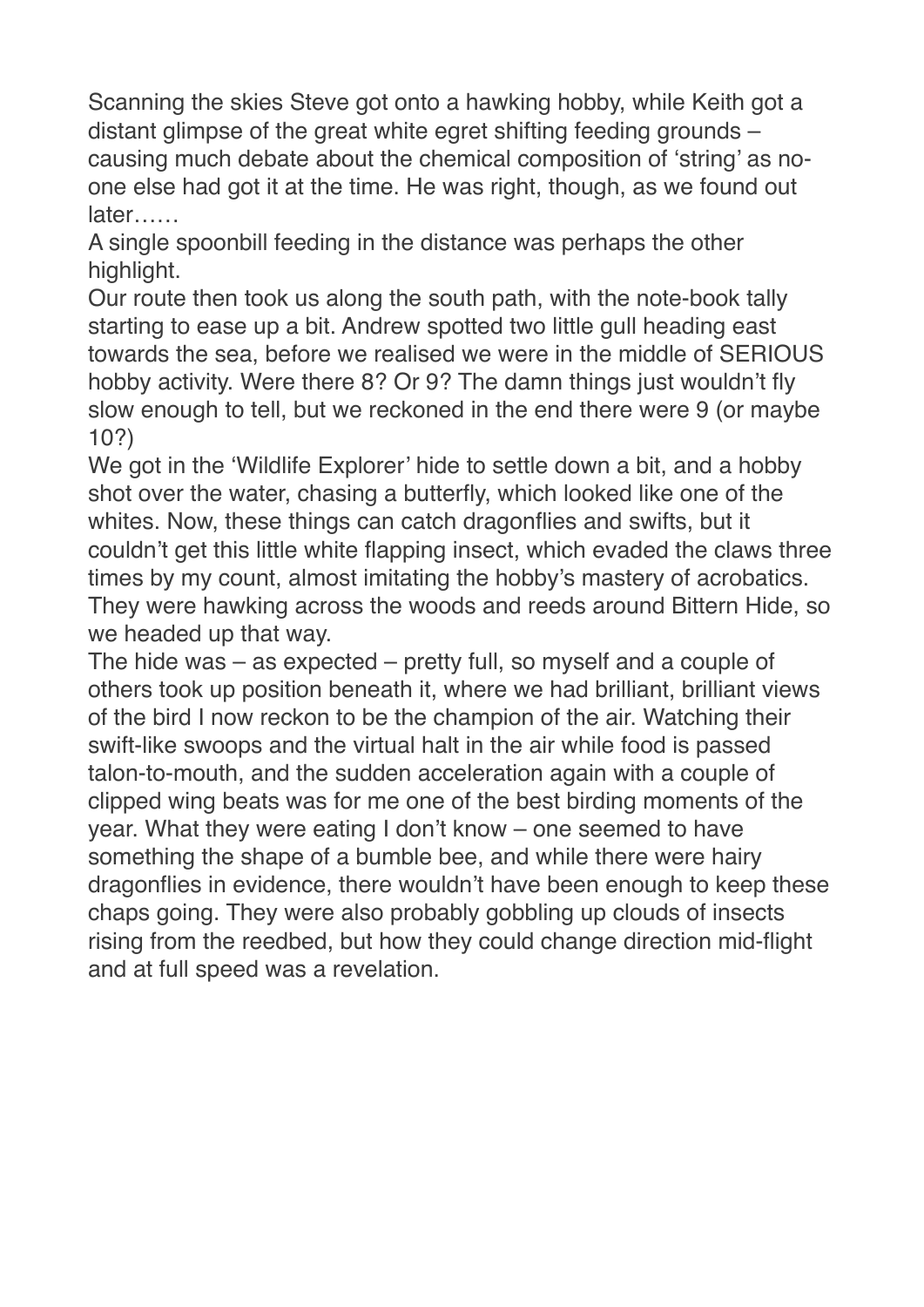Scanning the skies Steve got onto a hawking hobby, while Keith got a distant glimpse of the great white egret shifting feeding grounds – causing much debate about the chemical composition of 'string' as no-one else had got it at the time. He was right, though, as we found out later……

A single spoonbill feeding in the distance was perhaps the other highlight.

Our route then took us along the south path, with the note-book tally starting to ease up a bit. Andrew spotted two little gull heading east towards the sea, before we realised we were in the middle of SERIOUS hobby activity. Were there 8? Or 9? The damn things just wouldn't fly slow enough to tell, but we reckoned in the end there were 9 (or maybe 10?)

We got in the 'Wildlife Explorer' hide to settle down a bit, and a hobby shot over the water, chasing a butterfly, which looked like one of the whites. Now, these things can catch dragonflies and swifts, but it couldn't get this little white flapping insect, which evaded the claws three times by my count, almost imitating the hobby's mastery of acrobatics. They were hawking across the woods and reeds around Bittern Hide, so we headed up that way.

The hide was – as expected – pretty full, so myself and a couple of others took up position beneath it, where we had brilliant, brilliant views of the bird I now reckon to be the champion of the air. Watching their swift-like swoops and the virtual halt in the air while food is passed talon-to-mouth, and the sudden acceleration again with a couple of clipped wing beats was for me one of the best birding moments of the year. What they were eating I don't know – one seemed to have something the shape of a bumble bee, and while there were hairy dragonflies in evidence, there wouldn't have been enough to keep these chaps going. They were also probably gobbling up clouds of insects rising from the reedbed, but how they could change direction mid-flight and at full speed was a revelation.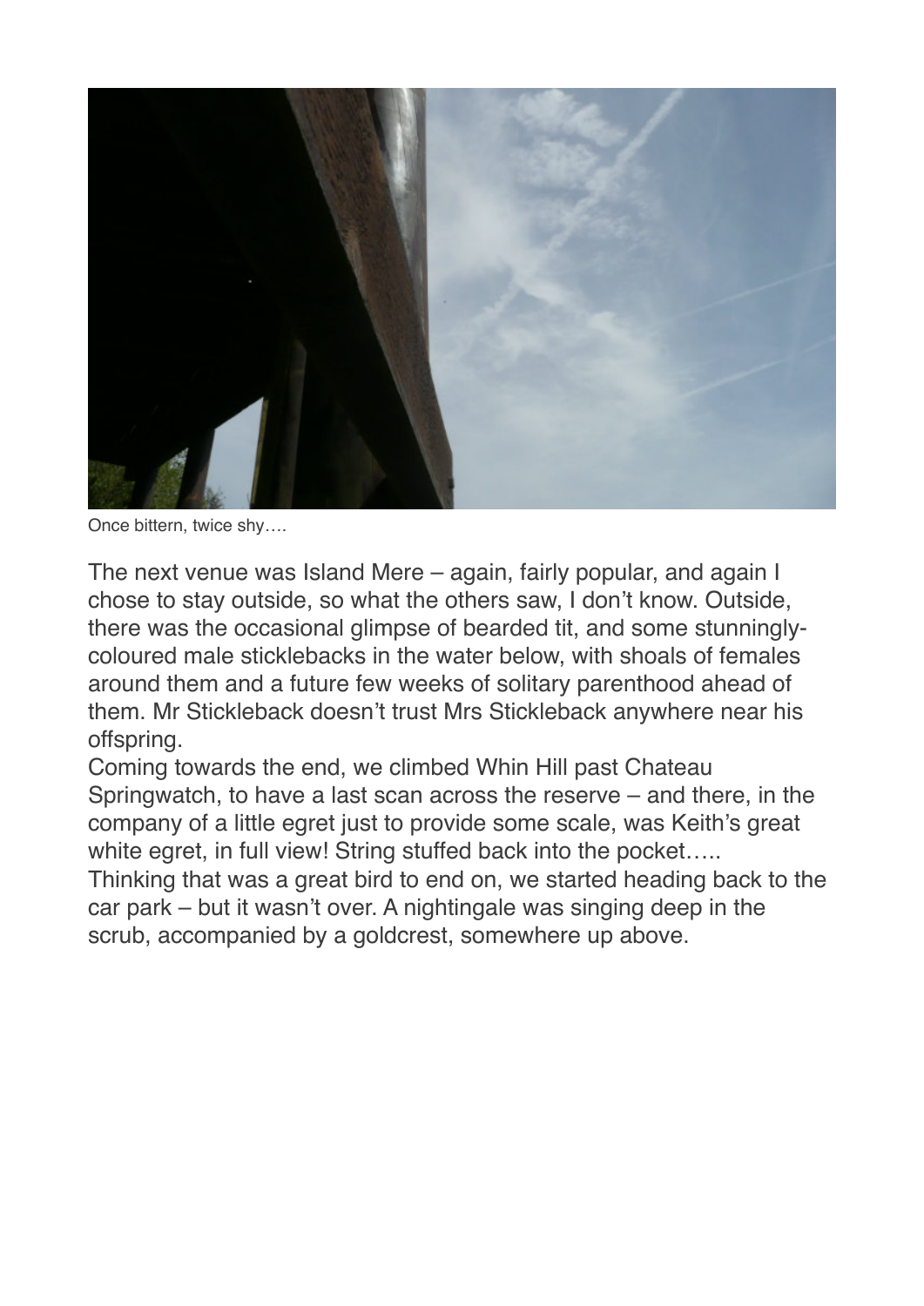Once bittern, twice shy….

The next venue was Island Mere – again, fairly popular, and again I chose to stay outside, so what the others saw, I don't know. Outside, there was the occasional glimpse of bearded tit, and some stunningly-coloured male sticklebacks in the water below, with shoals of females around them and a future few weeks of solitary parenthood ahead of them. Mr Stickleback doesn't trust Mrs Stickleback anywhere near his offspring.

Coming towards the end, we climbed Whin Hill past Chateau Springwatch, to have a last scan across the reserve – and there, in the company of a little egret just to provide some scale, was Keith's great white egret, in full view! String stuffed back into the pocket…..

Thinking that was a great bird to end on, we started heading back to the car park – but it wasn't over. A nightingale was singing deep in the scrub, accompanied by a goldcrest, somewhere up above.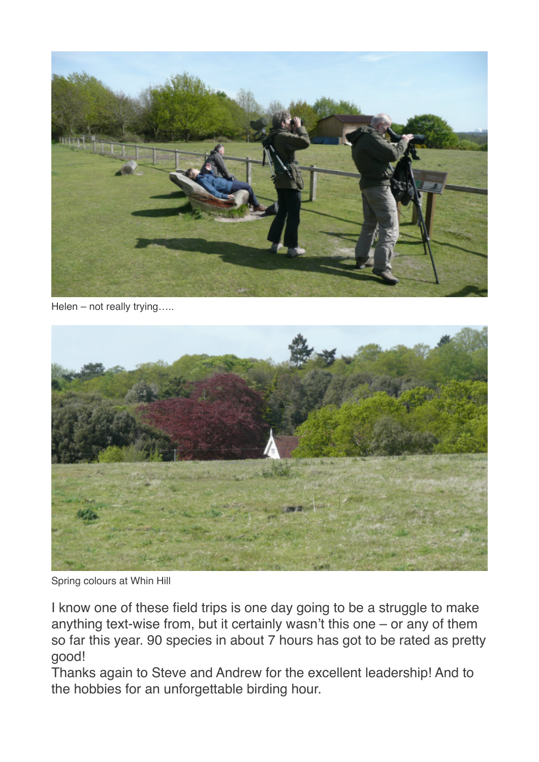Helen – not really trying…..

Spring colours at Whin Hill

I know one of these field trips is one day going to be a struggle to make anything text-wise from, but it certainly wasn't this one – or any of them so far this year. 90 species in about 7 hours has got to be rated as pretty good!

Thanks again to Steve and Andrew for the excellent leadership! And to the hobbies for an unforgettable birding hour.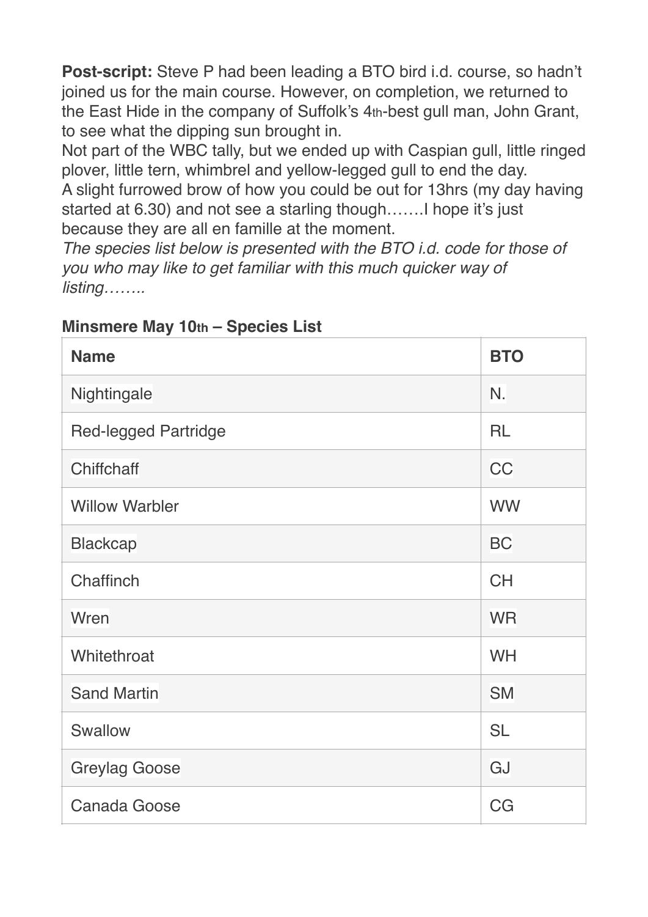**Post-script:** Steve P had been leading a BTO bird i.d. course, so hadn't joined us for the main course. However, on completion, we returned to the East Hide in the company of Suffolk's 4th-best gull man, John Grant, to see what the dipping sun brought in.

Not part of the WBC tally, but we ended up with Caspian gull, little ringed plover, little tern, whimbrel and yellow-legged gull to end the day.

A slight furrowed brow of how you could be out for 13hrs (my day having started at 6.30) and not see a starling though…….I hope it's just because they are all en famille at the moment.

*The species list below is presented with the BTO i.d. code for those of you who may like to get familiar with this much quicker way of listing……..*

**Minsmere May 10th – Species List**

| Name | BTO |
|---|---|
| Nightingale | N. |
| Red-legged Partridge | RL |
| Chiffchaff | CC |
| Willow Warbler | WW |
| Blackcap | BC |
| Chaffinch | CH |
| Wren | WR |
| Whitethroat | WH |
| Sand Martin | SM |
| Swallow | SL |
| Greylag Goose | GJ |
| Canada Goose | CG |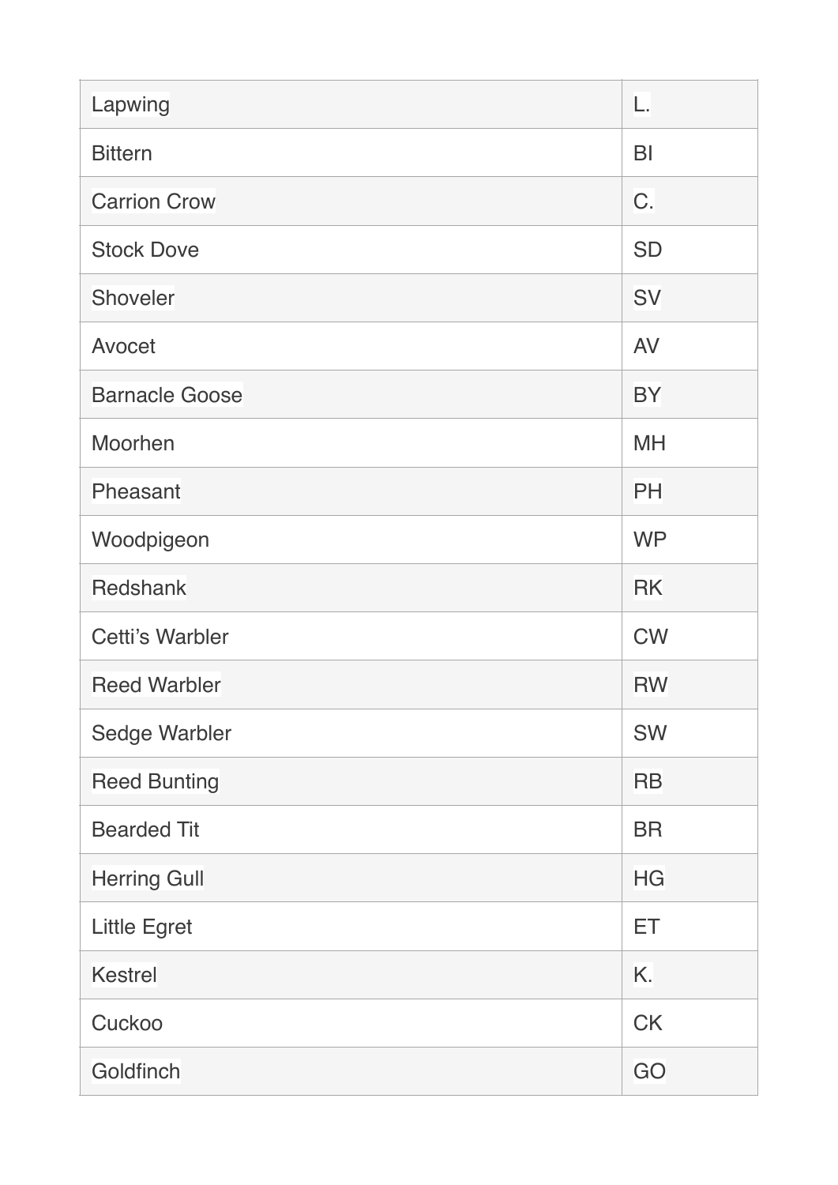| | |
|---|---|
| Lapwing | L. |
| Bittern | BI |
| Carrion Crow | C. |
| Stock Dove | SD |
| Shoveler | SV |
| Avocet | AV |
| Barnacle Goose | BY |
| Moorhen | MH |
| Pheasant | PH |
| Woodpigeon | WP |
| Redshank | RK |
| Cetti’s Warbler | CW |
| Reed Warbler | RW |
| Sedge Warbler | SW |
| Reed Bunting | RB |
| Bearded Tit | BR |
| Herring Gull | HG |
| Little Egret | ET |
| Kestrel | K. |
| Cuckoo | CK |
| Goldfinch | GO |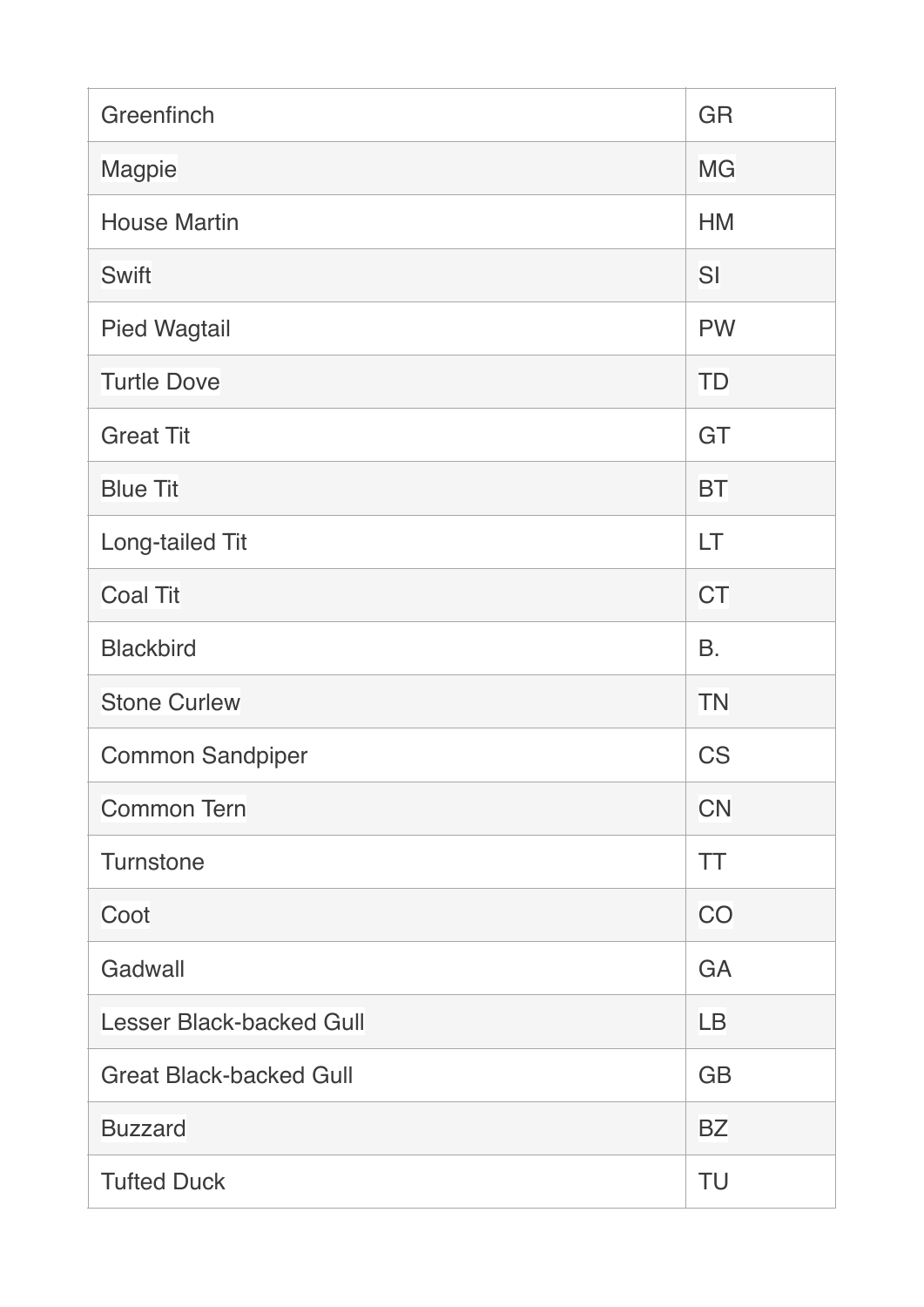| Greenfinch | GR |
| --- | --- |
| Magpie | MG |
| House Martin | HM |
| Swift | SI |
| Pied Wagtail | PW |
| Turtle Dove | TD |
| Great Tit | GT |
| Blue Tit | BT |
| Long-tailed Tit | LT |
| Coal Tit | CT |
| Blackbird | B. |
| Stone Curlew | TN |
| Common Sandpiper | CS |
| Common Tern | CN |
| Turnstone | TT |
| Coot | CO |
| Gadwall | GA |
| Lesser Black-backed Gull | LB |
| Great Black-backed Gull | GB |
| Buzzard | BZ |
| Tufted Duck | TU |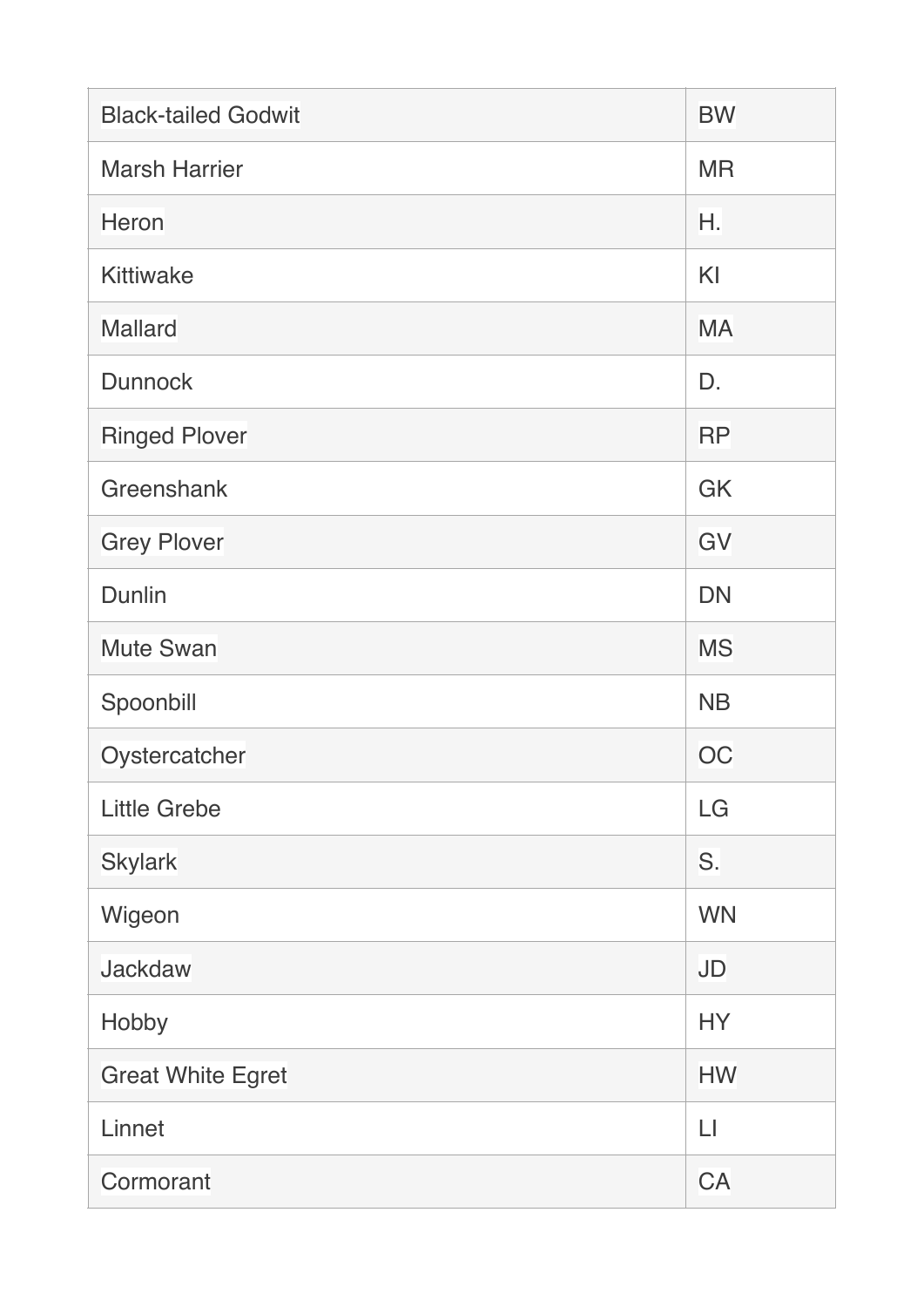| | |
|---|---|
| Black-tailed Godwit | BW |
| Marsh Harrier | MR |
| Heron | H. |
| Kittiwake | KI |
| Mallard | MA |
| Dunnock | D. |
| Ringed Plover | RP |
| Greenshank | GK |
| Grey Plover | GV |
| Dunlin | DN |
| Mute Swan | MS |
| Spoonbill | NB |
| Oystercatcher | OC |
| Little Grebe | LG |
| Skylark | S. |
| Wigeon | WN |
| Jackdaw | JD |
| Hobby | HY |
| Great White Egret | HW |
| Linnet | LI |
| Cormorant | CA |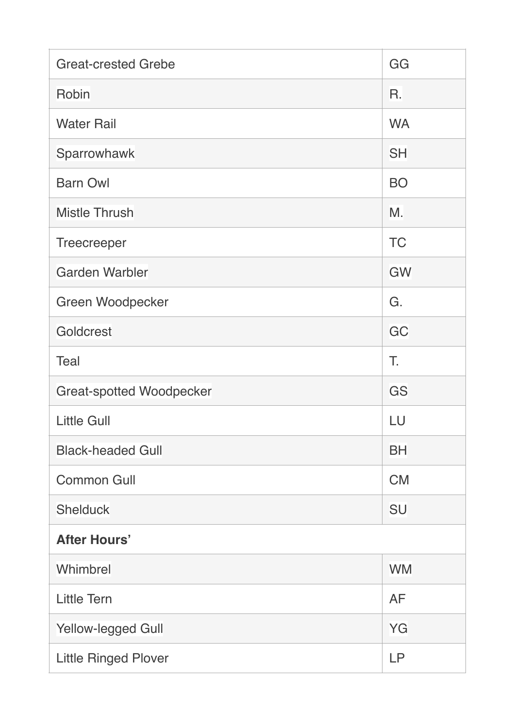| | |
|---|---|
| Great-crested Grebe | GG |
| Robin | R. |
| Water Rail | WA |
| Sparrowhawk | SH |
| Barn Owl | BO |
| Mistle Thrush | M. |
| Treecreeper | TC |
| Garden Warbler | GW |
| Green Woodpecker | G. |
| Goldcrest | GC |
| Teal | T. |
| Great-spotted Woodpecker | GS |
| Little Gull | LU |
| Black-headed Gull | BH |
| Common Gull | CM |
| Shelduck | SU |
| **After Hours'** | |
| Whimbrel | WM |
| Little Tern | AF |
| Yellow-legged Gull | YG |
| Little Ringed Plover | LP |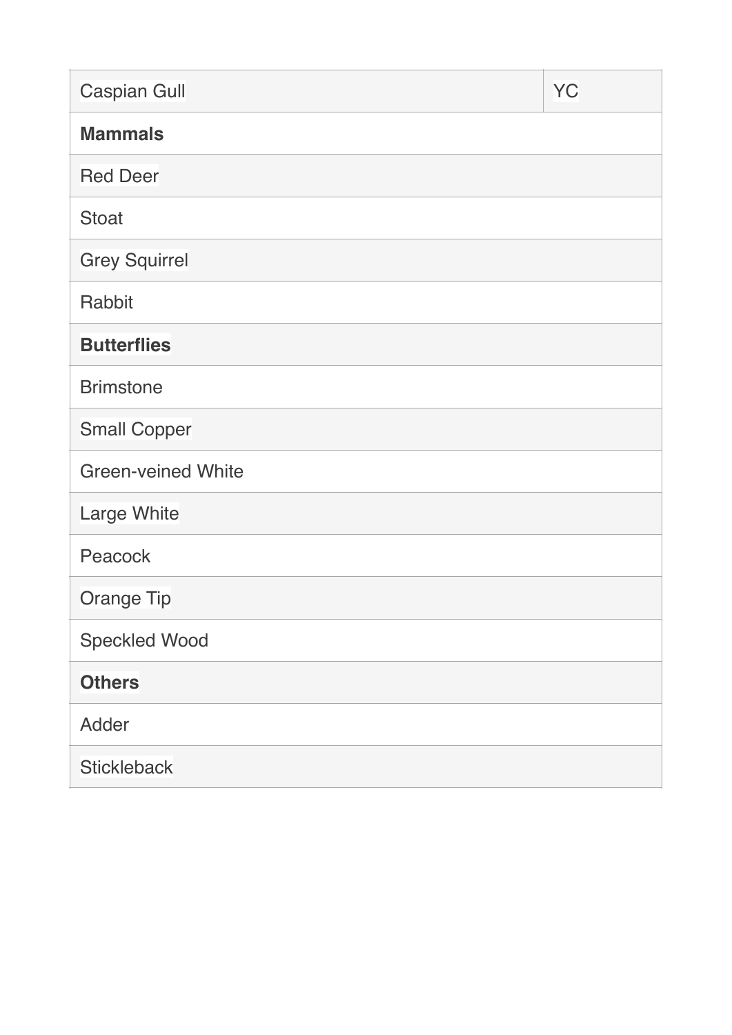| | |
|---|---|
| Caspian Gull | YC |
| **Mammals** | |
| Red Deer | |
| Stoat | |
| Grey Squirrel | |
| Rabbit | |
| **Butterflies** | |
| Brimstone | |
| Small Copper | |
| Green-veined White | |
| Large White | |
| Peacock | |
| Orange Tip | |
| Speckled Wood | |
| **Others** | |
| Adder | |
| Stickleback | |